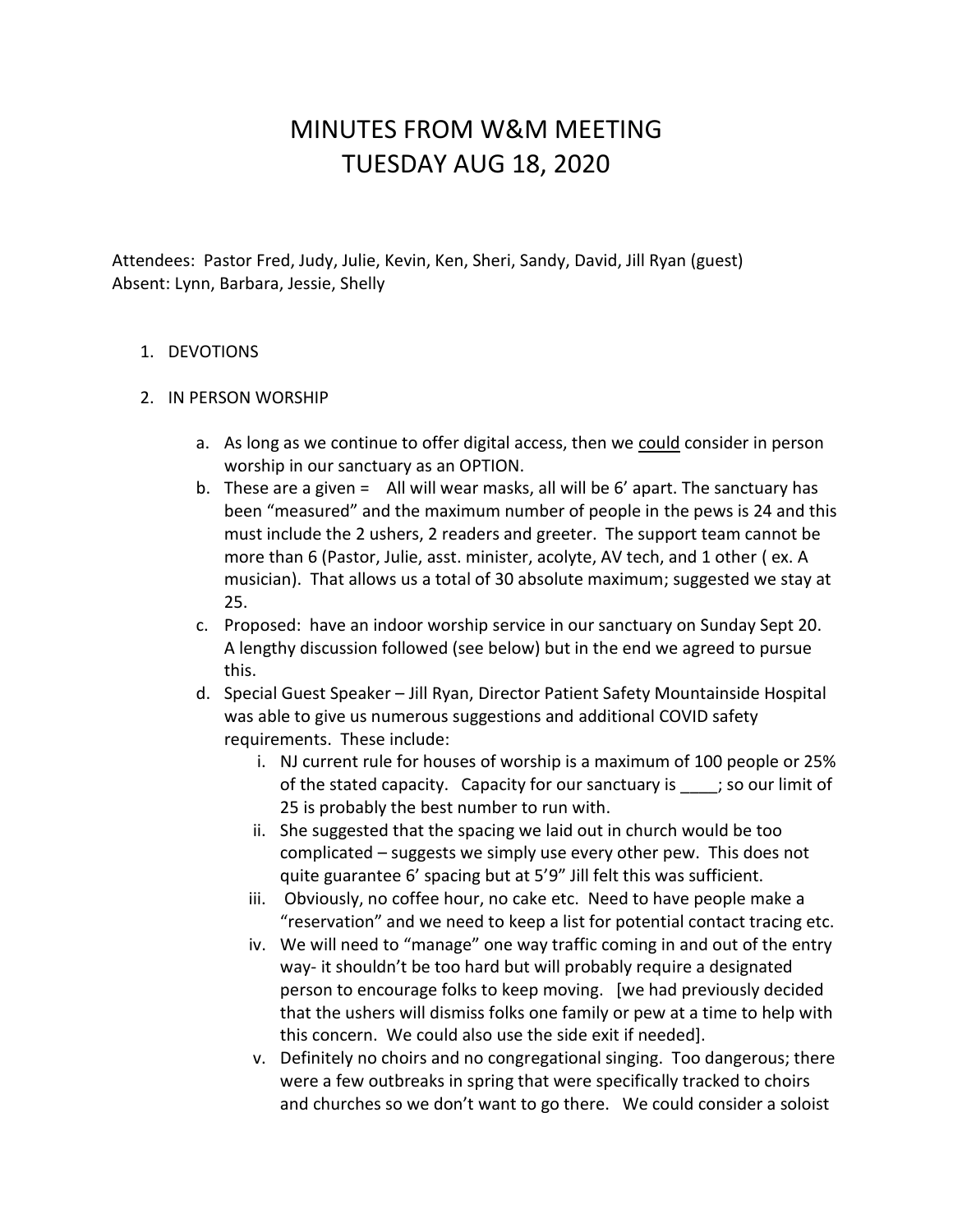# MINUTES FROM W&M MEETING
# TUESDAY AUG 18, 2020

Attendees: Pastor Fred, Judy, Julie, Kevin, Ken, Sheri, Sandy, David, Jill Ryan (guest)
Absent: Lynn, Barbara, Jessie, Shelly

1. DEVOTIONS

2. IN PERSON WORSHIP

   a. As long as we continue to offer digital access, then we <u>could</u> consider in person worship in our sanctuary as an OPTION.

   b. These are a given = All will wear masks, all will be 6' apart. The sanctuary has been "measured" and the maximum number of people in the pews is 24 and this must include the 2 ushers, 2 readers and greeter. The support team cannot be more than 6 (Pastor, Julie, asst. minister, acolyte, AV tech, and 1 other ( ex. A musician). That allows us a total of 30 absolute maximum; suggested we stay at 25.

   c. Proposed: have an indoor worship service in our sanctuary on Sunday Sept 20. A lengthy discussion followed (see below) but in the end we agreed to pursue this.

   d. Special Guest Speaker – Jill Ryan, Director Patient Safety Mountainside Hospital was able to give us numerous suggestions and additional COVID safety requirements. These include:

      i. NJ current rule for houses of worship is a maximum of 100 people or 25% of the stated capacity. Capacity for our sanctuary is ____; so our limit of 25 is probably the best number to run with.

      ii. She suggested that the spacing we laid out in church would be too complicated – suggests we simply use every other pew. This does not quite guarantee 6' spacing but at 5'9" Jill felt this was sufficient.

      iii. Obviously, no coffee hour, no cake etc. Need to have people make a "reservation" and we need to keep a list for potential contact tracing etc.

      iv. We will need to "manage" one way traffic coming in and out of the entry way- it shouldn't be too hard but will probably require a designated person to encourage folks to keep moving. [we had previously decided that the ushers will dismiss folks one family or pew at a time to help with this concern. We could also use the side exit if needed].

      v. Definitely no choirs and no congregational singing. Too dangerous; there were a few outbreaks in spring that were specifically tracked to choirs and churches so we don't want to go there. We could consider a soloist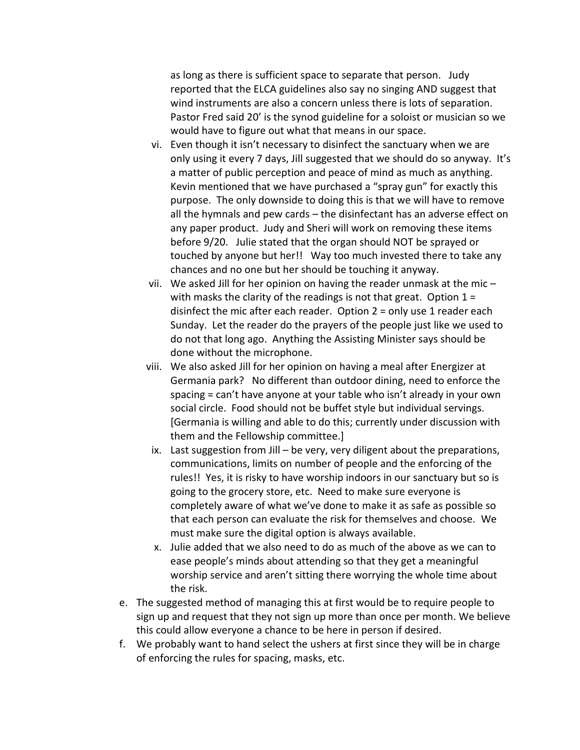as long as there is sufficient space to separate that person. Judy reported that the ELCA guidelines also say no singing AND suggest that wind instruments are also a concern unless there is lots of separation. Pastor Fred said 20' is the synod guideline for a soloist or musician so we would have to figure out what that means in our space.

vi. Even though it isn't necessary to disinfect the sanctuary when we are only using it every 7 days, Jill suggested that we should do so anyway. It's a matter of public perception and peace of mind as much as anything. Kevin mentioned that we have purchased a "spray gun" for exactly this purpose. The only downside to doing this is that we will have to remove all the hymnals and pew cards – the disinfectant has an adverse effect on any paper product. Judy and Sheri will work on removing these items before 9/20. Julie stated that the organ should NOT be sprayed or touched by anyone but her!! Way too much invested there to take any chances and no one but her should be touching it anyway.

vii. We asked Jill for her opinion on having the reader unmask at the mic – with masks the clarity of the readings is not that great. Option 1 = disinfect the mic after each reader. Option 2 = only use 1 reader each Sunday. Let the reader do the prayers of the people just like we used to do not that long ago. Anything the Assisting Minister says should be done without the microphone.

viii. We also asked Jill for her opinion on having a meal after Energizer at Germania park? No different than outdoor dining, need to enforce the spacing = can't have anyone at your table who isn't already in your own social circle. Food should not be buffet style but individual servings. [Germania is willing and able to do this; currently under discussion with them and the Fellowship committee.]

ix. Last suggestion from Jill – be very, very diligent about the preparations, communications, limits on number of people and the enforcing of the rules!! Yes, it is risky to have worship indoors in our sanctuary but so is going to the grocery store, etc. Need to make sure everyone is completely aware of what we've done to make it as safe as possible so that each person can evaluate the risk for themselves and choose. We must make sure the digital option is always available.

x. Julie added that we also need to do as much of the above as we can to ease people's minds about attending so that they get a meaningful worship service and aren't sitting there worrying the whole time about the risk.

e. The suggested method of managing this at first would be to require people to sign up and request that they not sign up more than once per month. We believe this could allow everyone a chance to be here in person if desired.

f. We probably want to hand select the ushers at first since they will be in charge of enforcing the rules for spacing, masks, etc.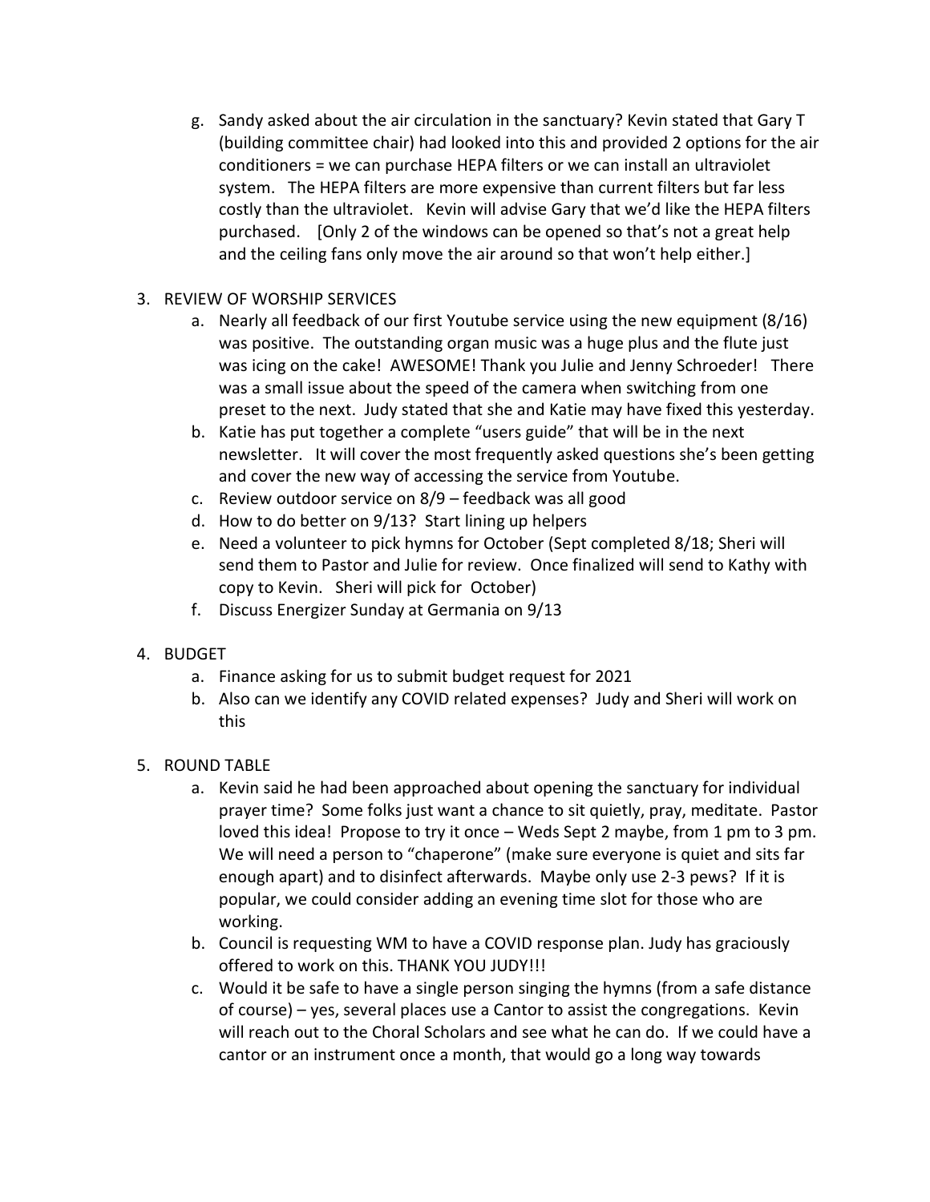g. Sandy asked about the air circulation in the sanctuary? Kevin stated that Gary T (building committee chair) had looked into this and provided 2 options for the air conditioners = we can purchase HEPA filters or we can install an ultraviolet system. The HEPA filters are more expensive than current filters but far less costly than the ultraviolet. Kevin will advise Gary that we'd like the HEPA filters purchased. [Only 2 of the windows can be opened so that's not a great help and the ceiling fans only move the air around so that won't help either.]

3. REVIEW OF WORSHIP SERVICES
   a. Nearly all feedback of our first Youtube service using the new equipment (8/16) was positive. The outstanding organ music was a huge plus and the flute just was icing on the cake! AWESOME! Thank you Julie and Jenny Schroeder! There was a small issue about the speed of the camera when switching from one preset to the next. Judy stated that she and Katie may have fixed this yesterday.
   b. Katie has put together a complete "users guide" that will be in the next newsletter. It will cover the most frequently asked questions she's been getting and cover the new way of accessing the service from Youtube.
   c. Review outdoor service on 8/9 – feedback was all good
   d. How to do better on 9/13? Start lining up helpers
   e. Need a volunteer to pick hymns for October (Sept completed 8/18; Sheri will send them to Pastor and Julie for review. Once finalized will send to Kathy with copy to Kevin. Sheri will pick for October)
   f. Discuss Energizer Sunday at Germania on 9/13

4. BUDGET
   a. Finance asking for us to submit budget request for 2021
   b. Also can we identify any COVID related expenses? Judy and Sheri will work on this

5. ROUND TABLE
   a. Kevin said he had been approached about opening the sanctuary for individual prayer time? Some folks just want a chance to sit quietly, pray, meditate. Pastor loved this idea! Propose to try it once – Weds Sept 2 maybe, from 1 pm to 3 pm. We will need a person to "chaperone" (make sure everyone is quiet and sits far enough apart) and to disinfect afterwards. Maybe only use 2-3 pews? If it is popular, we could consider adding an evening time slot for those who are working.
   b. Council is requesting WM to have a COVID response plan. Judy has graciously offered to work on this. THANK YOU JUDY!!!
   c. Would it be safe to have a single person singing the hymns (from a safe distance of course) – yes, several places use a Cantor to assist the congregations. Kevin will reach out to the Choral Scholars and see what he can do. If we could have a cantor or an instrument once a month, that would go a long way towards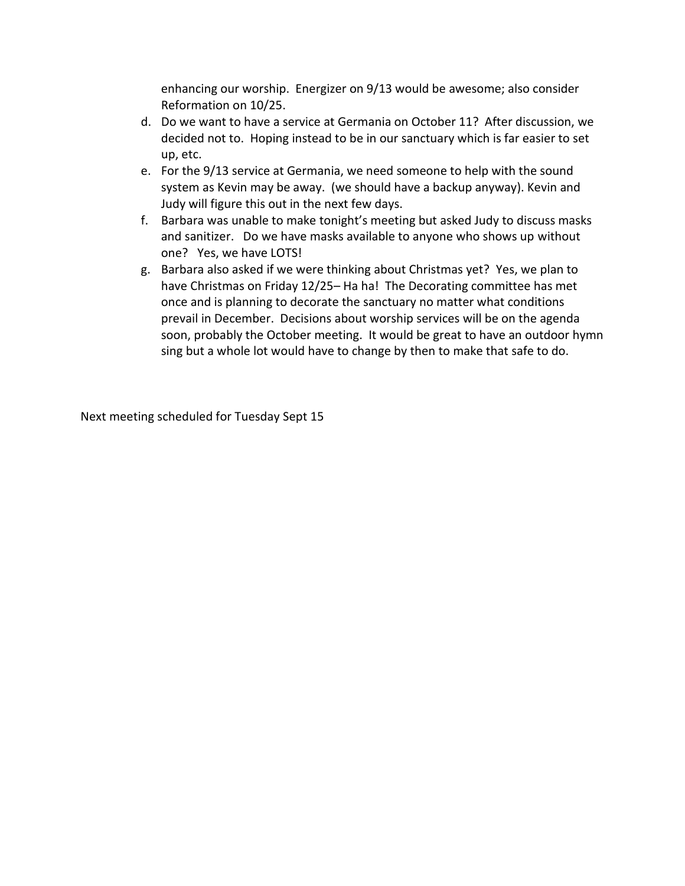enhancing our worship. Energizer on 9/13 would be awesome; also consider Reformation on 10/25.

d. Do we want to have a service at Germania on October 11? After discussion, we decided not to. Hoping instead to be in our sanctuary which is far easier to set up, etc.
e. For the 9/13 service at Germania, we need someone to help with the sound system as Kevin may be away. (we should have a backup anyway). Kevin and Judy will figure this out in the next few days.
f. Barbara was unable to make tonight's meeting but asked Judy to discuss masks and sanitizer. Do we have masks available to anyone who shows up without one? Yes, we have LOTS!
g. Barbara also asked if we were thinking about Christmas yet? Yes, we plan to have Christmas on Friday 12/25– Ha ha! The Decorating committee has met once and is planning to decorate the sanctuary no matter what conditions prevail in December. Decisions about worship services will be on the agenda soon, probably the October meeting. It would be great to have an outdoor hymn sing but a whole lot would have to change by then to make that safe to do.

Next meeting scheduled for Tuesday Sept 15